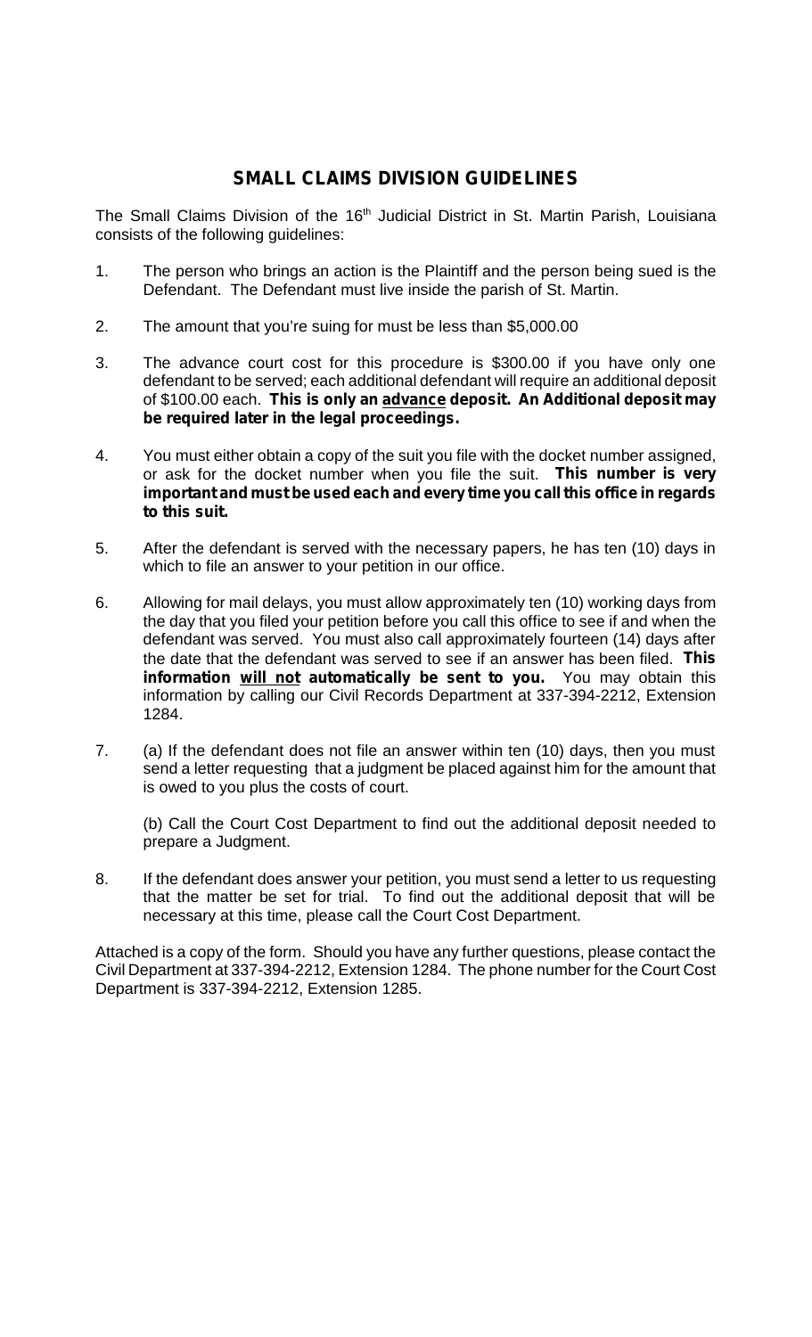## SMALL CLAIMS DIVISION GUIDELINES

The Small Claims Division of the 16th Judicial District in St. Martin Parish, Louisiana consists of the following guidelines:

1. The person who brings an action is the Plaintiff and the person being sued is the Defendant. The Defendant must live inside the parish of St. Martin.

2. The amount that you're suing for must be less than $5,000.00

3. The advance court cost for this procedure is $300.00 if you have only one defendant to be served; each additional defendant will require an additional deposit of $100.00 each. **This is only an <u>advance</u> deposit. An Additional deposit may be required later in the legal proceedings.**

4. You must either obtain a copy of the suit you file with the docket number assigned, or ask for the docket number when you file the suit. **This number is very important and must be used each and every time you call this office in regards to this suit.**

5. After the defendant is served with the necessary papers, he has ten (10) days in which to file an answer to your petition in our office.

6. Allowing for mail delays, you must allow approximately ten (10) working days from the day that you filed your petition before you call this office to see if and when the defendant was served. You must also call approximately fourteen (14) days after the date that the defendant was served to see if an answer has been filed. **This information <u>will not</u> automatically be sent to you.** You may obtain this information by calling our Civil Records Department at 337-394-2212, Extension 1284.

7. (a) If the defendant does not file an answer within ten (10) days, then you must send a letter requesting that a judgment be placed against him for the amount that is owed to you plus the costs of court.

   (b) Call the Court Cost Department to find out the additional deposit needed to prepare a Judgment.

8. If the defendant does answer your petition, you must send a letter to us requesting that the matter be set for trial. To find out the additional deposit that will be necessary at this time, please call the Court Cost Department.

Attached is a copy of the form. Should you have any further questions, please contact the Civil Department at 337-394-2212, Extension 1284. The phone number for the Court Cost Department is 337-394-2212, Extension 1285.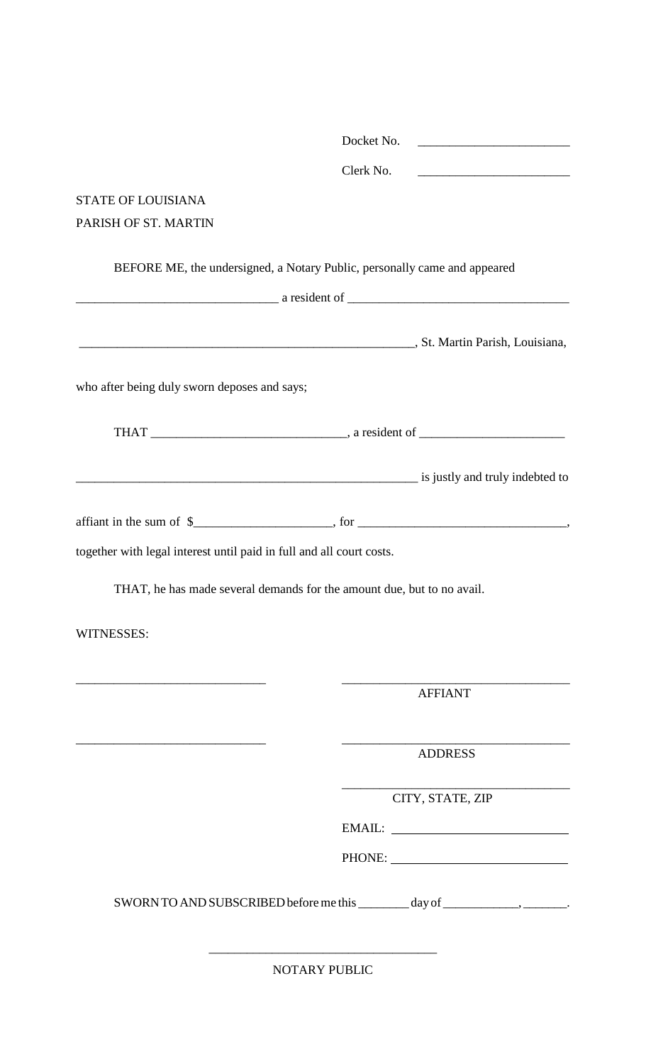Docket No. ________________________

Clerk No. ________________________

STATE OF LOUISIANA
PARISH OF ST. MARTIN

BEFORE ME, the undersigned, a Notary Public, personally came and appeared

________________________________ a resident of ___________________________________

_______________________________________________________, St. Martin Parish, Louisiana,

who after being duly sworn deposes and says;

THAT ______________________________, a resident of ______________________

________________________________________________________ is justly and truly indebted to

affiant in the sum of $_____________________, for ________________________________,

together with legal interest until paid in full and all court costs.

THAT, he has made several demands for the amount due, but to no avail.

WITNESSES:

______________________________ ____________________________________
AFFIANT

______________________________ ____________________________________
ADDRESS

____________________________________
CITY, STATE, ZIP

EMAIL: ____________________________

PHONE: ____________________________

SWORN TO AND SUBSCRIBED before me this ________ day of ____________, _______.

____________________________________
NOTARY PUBLIC